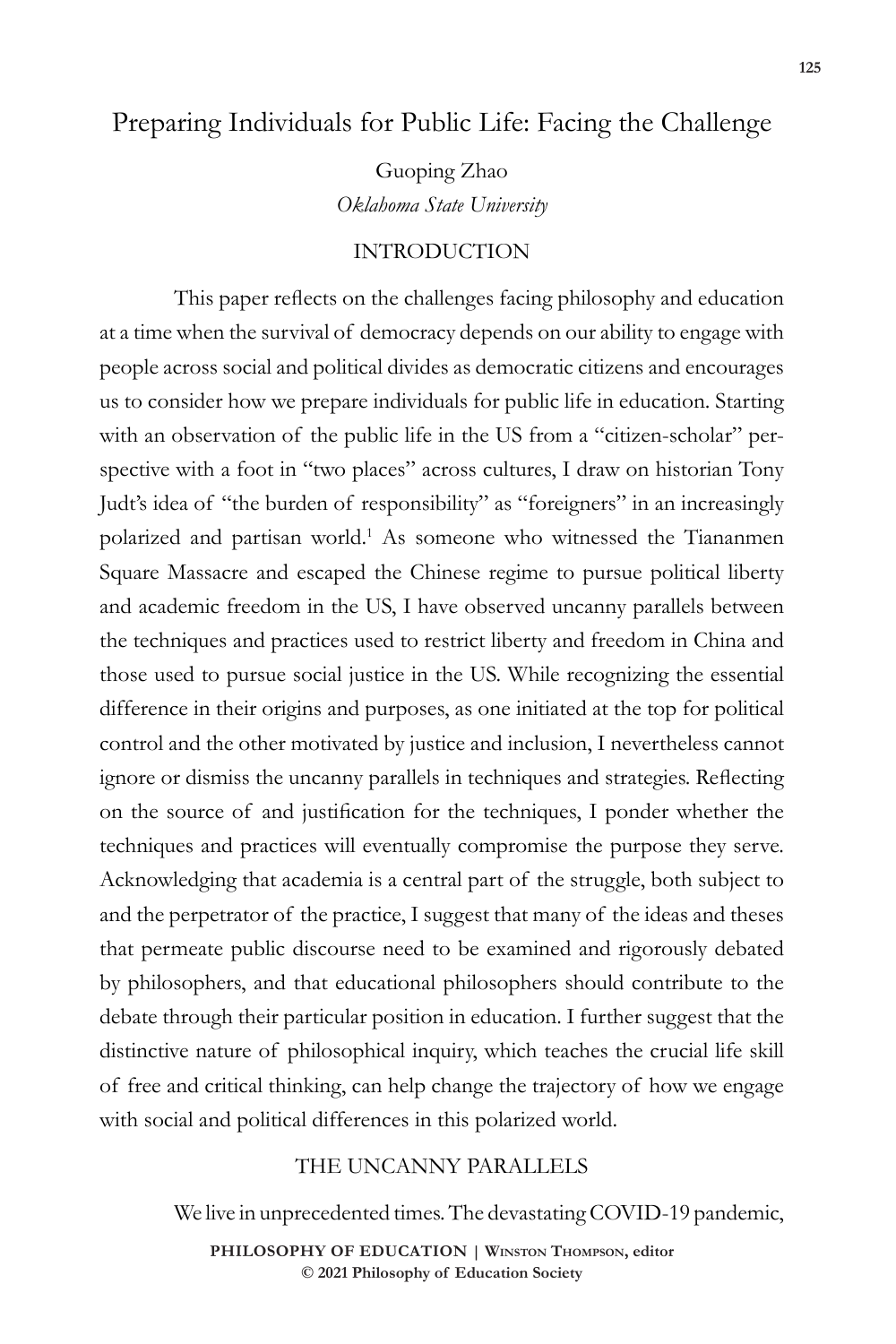# Preparing Individuals for Public Life: Facing the Challenge

Guoping Zhao
*Oklahoma State University*

## INTRODUCTION

This paper reflects on the challenges facing philosophy and education at a time when the survival of democracy depends on our ability to engage with people across social and political divides as democratic citizens and encourages us to consider how we prepare individuals for public life in education. Starting with an observation of the public life in the US from a "citizen-scholar" perspective with a foot in "two places" across cultures, I draw on historian Tony Judt's idea of "the burden of responsibility" as "foreigners" in an increasingly polarized and partisan world.[1] As someone who witnessed the Tiananmen Square Massacre and escaped the Chinese regime to pursue political liberty and academic freedom in the US, I have observed uncanny parallels between the techniques and practices used to restrict liberty and freedom in China and those used to pursue social justice in the US. While recognizing the essential difference in their origins and purposes, as one initiated at the top for political control and the other motivated by justice and inclusion, I nevertheless cannot ignore or dismiss the uncanny parallels in techniques and strategies. Reflecting on the source of and justification for the techniques, I ponder whether the techniques and practices will eventually compromise the purpose they serve. Acknowledging that academia is a central part of the struggle, both subject to and the perpetrator of the practice, I suggest that many of the ideas and theses that permeate public discourse need to be examined and rigorously debated by philosophers, and that educational philosophers should contribute to the debate through their particular position in education. I further suggest that the distinctive nature of philosophical inquiry, which teaches the crucial life skill of free and critical thinking, can help change the trajectory of how we engage with social and political differences in this polarized world.

## THE UNCANNY PARALLELS

We live in unprecedented times. The devastating COVID-19 pandemic,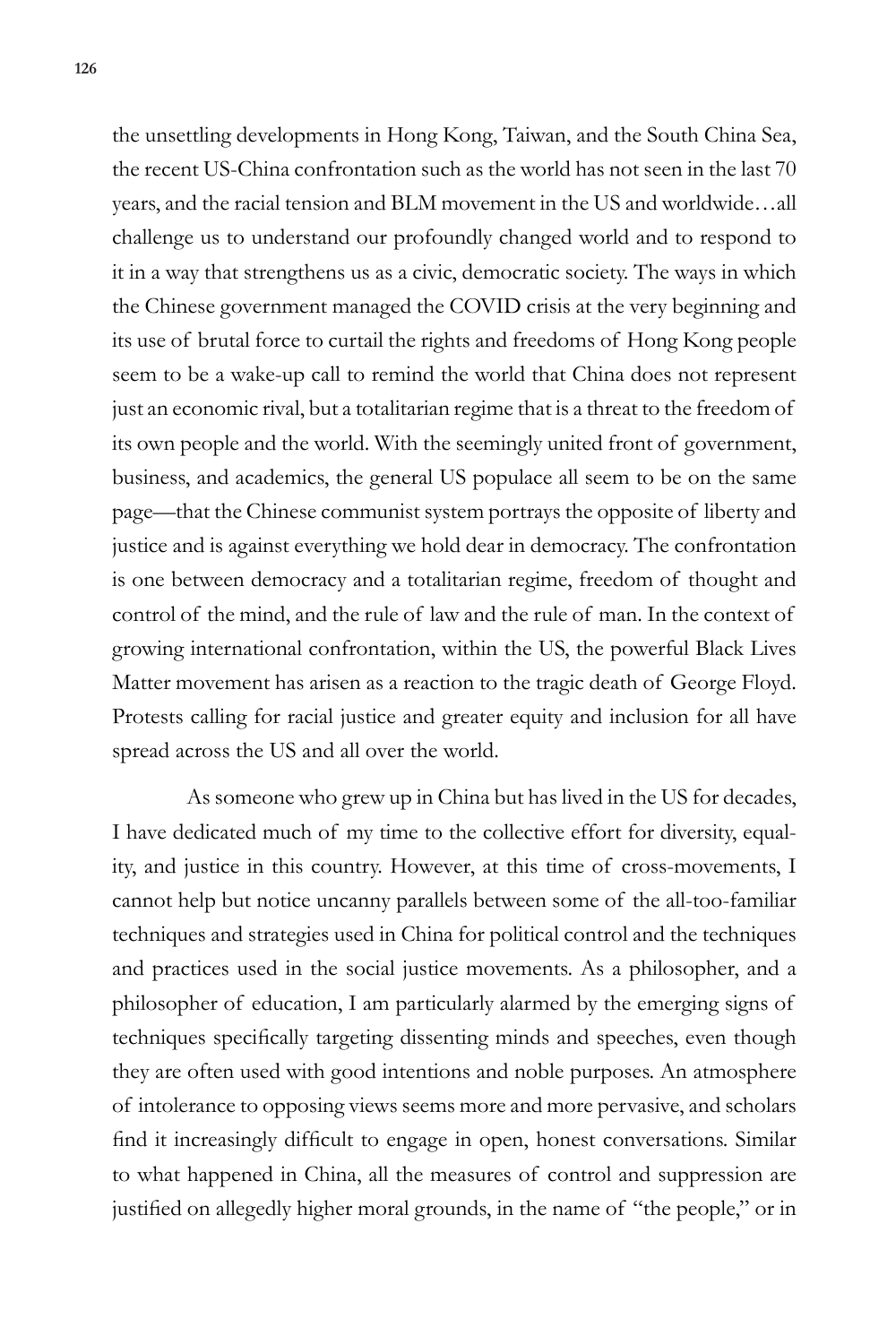the unsettling developments in Hong Kong, Taiwan, and the South China Sea, the recent US-China confrontation such as the world has not seen in the last 70 years, and the racial tension and BLM movement in the US and worldwide…all challenge us to understand our profoundly changed world and to respond to it in a way that strengthens us as a civic, democratic society. The ways in which the Chinese government managed the COVID crisis at the very beginning and its use of brutal force to curtail the rights and freedoms of Hong Kong people seem to be a wake-up call to remind the world that China does not represent just an economic rival, but a totalitarian regime that is a threat to the freedom of its own people and the world. With the seemingly united front of government, business, and academics, the general US populace all seem to be on the same page—that the Chinese communist system portrays the opposite of liberty and justice and is against everything we hold dear in democracy. The confrontation is one between democracy and a totalitarian regime, freedom of thought and control of the mind, and the rule of law and the rule of man. In the context of growing international confrontation, within the US, the powerful Black Lives Matter movement has arisen as a reaction to the tragic death of George Floyd. Protests calling for racial justice and greater equity and inclusion for all have spread across the US and all over the world.

As someone who grew up in China but has lived in the US for decades, I have dedicated much of my time to the collective effort for diversity, equality, and justice in this country. However, at this time of cross-movements, I cannot help but notice uncanny parallels between some of the all-too-familiar techniques and strategies used in China for political control and the techniques and practices used in the social justice movements. As a philosopher, and a philosopher of education, I am particularly alarmed by the emerging signs of techniques specifically targeting dissenting minds and speeches, even though they are often used with good intentions and noble purposes. An atmosphere of intolerance to opposing views seems more and more pervasive, and scholars find it increasingly difficult to engage in open, honest conversations. Similar to what happened in China, all the measures of control and suppression are justified on allegedly higher moral grounds, in the name of "the people," or in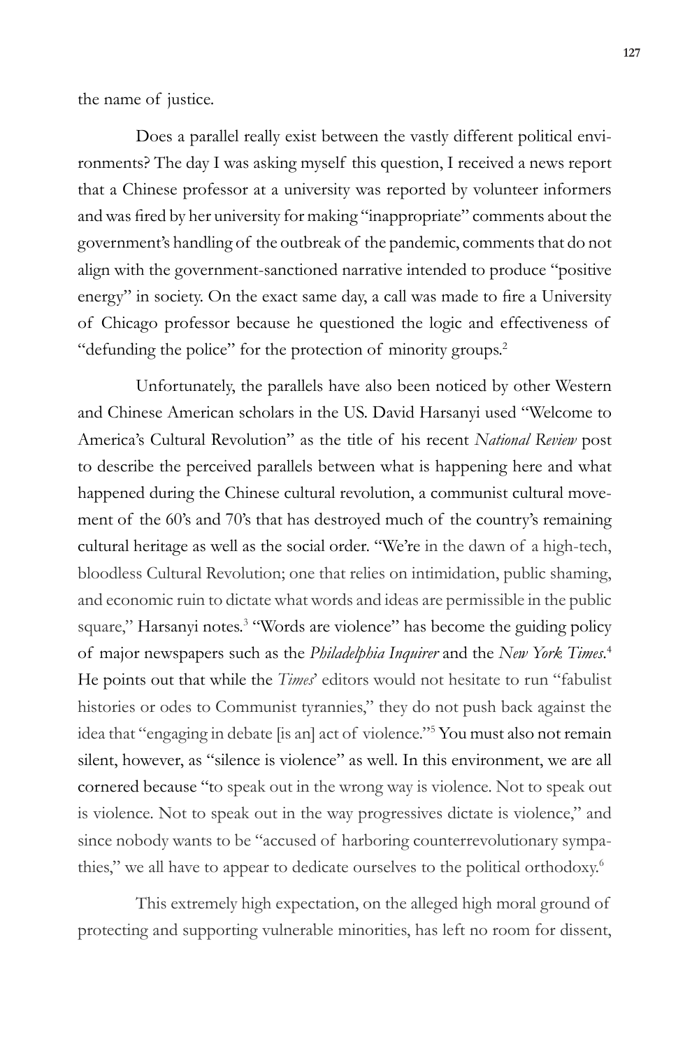the name of justice.

Does a parallel really exist between the vastly different political environments? The day I was asking myself this question, I received a news report that a Chinese professor at a university was reported by volunteer informers and was fired by her university for making "inappropriate" comments about the government's handling of the outbreak of the pandemic, comments that do not align with the government-sanctioned narrative intended to produce "positive energy" in society. On the exact same day, a call was made to fire a University of Chicago professor because he questioned the logic and effectiveness of "defunding the police" for the protection of minority groups.[2]

Unfortunately, the parallels have also been noticed by other Western and Chinese American scholars in the US. David Harsanyi used "Welcome to America's Cultural Revolution" as the title of his recent *National Review* post to describe the perceived parallels between what is happening here and what happened during the Chinese cultural revolution, a communist cultural movement of the 60's and 70's that has destroyed much of the country's remaining cultural heritage as well as the social order. "We're in the dawn of a high-tech, bloodless Cultural Revolution; one that relies on intimidation, public shaming, and economic ruin to dictate what words and ideas are permissible in the public square," Harsanyi notes.[3] "Words are violence" has become the guiding policy of major newspapers such as the *Philadelphia Inquirer* and the *New York Times*.[4] He points out that while the *Times*' editors would not hesitate to run "fabulist histories or odes to Communist tyrannies," they do not push back against the idea that "engaging in debate [is an] act of violence."[5] You must also not remain silent, however, as "silence is violence" as well. In this environment, we are all cornered because "to speak out in the wrong way is violence. Not to speak out is violence. Not to speak out in the way progressives dictate is violence," and since nobody wants to be "accused of harboring counterrevolutionary sympathies," we all have to appear to dedicate ourselves to the political orthodoxy.[6]

This extremely high expectation, on the alleged high moral ground of protecting and supporting vulnerable minorities, has left no room for dissent,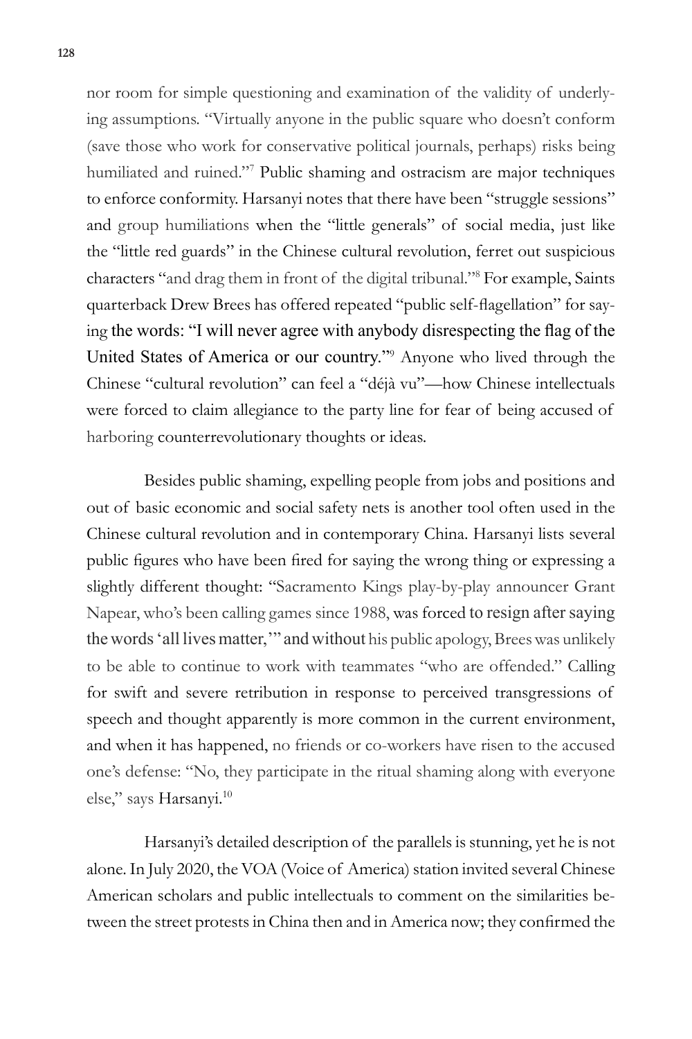nor room for simple questioning and examination of the validity of underlying assumptions. "Virtually anyone in the public square who doesn't conform (save those who work for conservative political journals, perhaps) risks being humiliated and ruined."[7] Public shaming and ostracism are major techniques to enforce conformity. Harsanyi notes that there have been "struggle sessions" and group humiliations when the "little generals" of social media, just like the "little red guards" in the Chinese cultural revolution, ferret out suspicious characters "and drag them in front of the digital tribunal."[8] For example, Saints quarterback Drew Brees has offered repeated "public self-flagellation" for saying the words: "I will never agree with anybody disrespecting the flag of the United States of America or our country."[9] Anyone who lived through the Chinese "cultural revolution" can feel a "déjà vu"—how Chinese intellectuals were forced to claim allegiance to the party line for fear of being accused of harboring counterrevolutionary thoughts or ideas.

Besides public shaming, expelling people from jobs and positions and out of basic economic and social safety nets is another tool often used in the Chinese cultural revolution and in contemporary China. Harsanyi lists several public figures who have been fired for saying the wrong thing or expressing a slightly different thought: "Sacramento Kings play-by-play announcer Grant Napear, who's been calling games since 1988, was forced to resign after saying the words 'all lives matter,'" and without his public apology, Brees was unlikely to be able to continue to work with teammates "who are offended." Calling for swift and severe retribution in response to perceived transgressions of speech and thought apparently is more common in the current environment, and when it has happened, no friends or co-workers have risen to the accused one's defense: "No, they participate in the ritual shaming along with everyone else," says Harsanyi.[10]

Harsanyi's detailed description of the parallels is stunning, yet he is not alone. In July 2020, the VOA (Voice of America) station invited several Chinese American scholars and public intellectuals to comment on the similarities between the street protests in China then and in America now; they confirmed the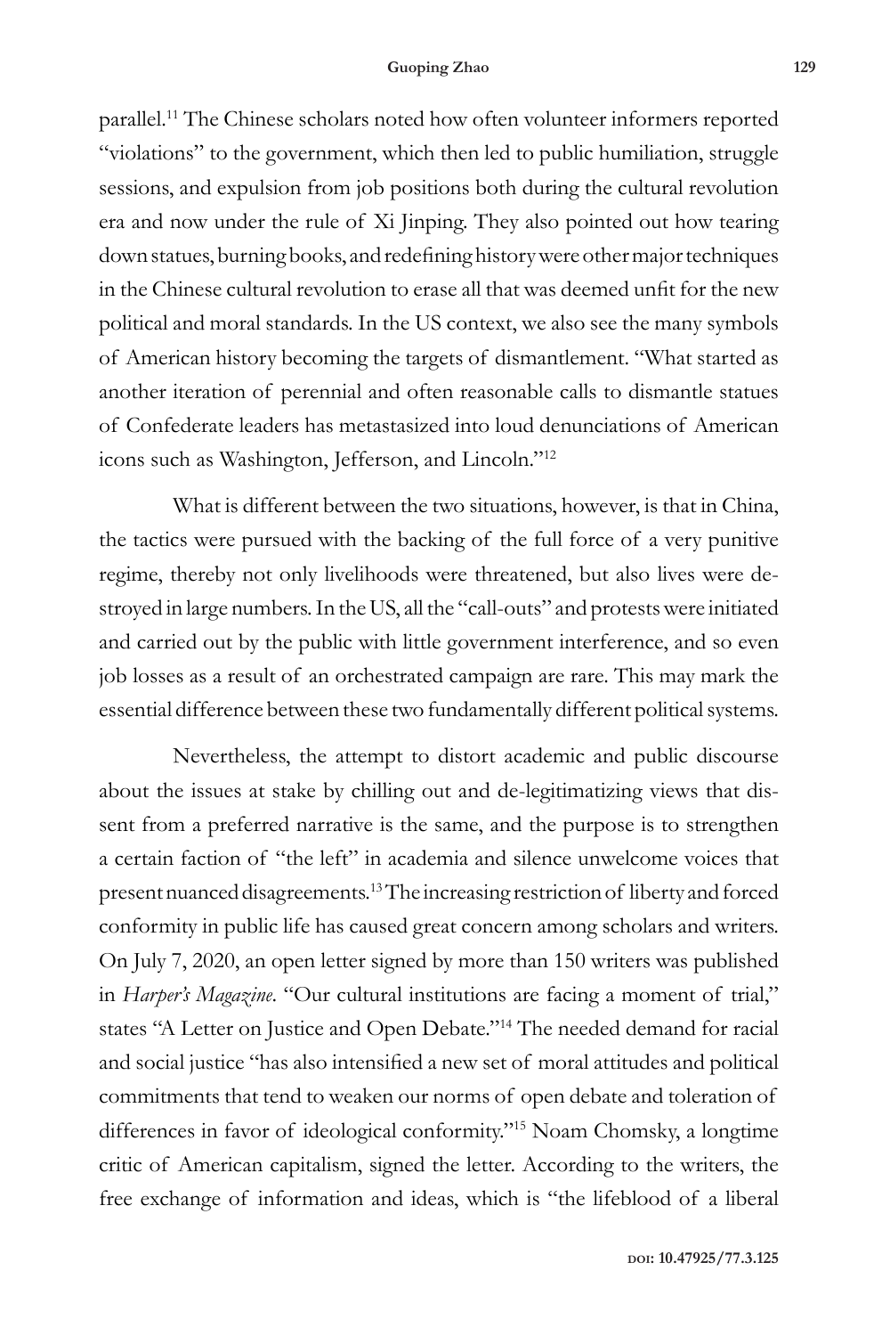parallel.[11] The Chinese scholars noted how often volunteer informers reported "violations" to the government, which then led to public humiliation, struggle sessions, and expulsion from job positions both during the cultural revolution era and now under the rule of Xi Jinping. They also pointed out how tearing down statues, burning books, and redefining history were other major techniques in the Chinese cultural revolution to erase all that was deemed unfit for the new political and moral standards. In the US context, we also see the many symbols of American history becoming the targets of dismantlement. "What started as another iteration of perennial and often reasonable calls to dismantle statues of Confederate leaders has metastasized into loud denunciations of American icons such as Washington, Jefferson, and Lincoln."[12]

What is different between the two situations, however, is that in China, the tactics were pursued with the backing of the full force of a very punitive regime, thereby not only livelihoods were threatened, but also lives were destroyed in large numbers. In the US, all the "call-outs" and protests were initiated and carried out by the public with little government interference, and so even job losses as a result of an orchestrated campaign are rare. This may mark the essential difference between these two fundamentally different political systems.

Nevertheless, the attempt to distort academic and public discourse about the issues at stake by chilling out and de-legitimatizing views that dissent from a preferred narrative is the same, and the purpose is to strengthen a certain faction of "the left" in academia and silence unwelcome voices that present nuanced disagreements.[13] The increasing restriction of liberty and forced conformity in public life has caused great concern among scholars and writers. On July 7, 2020, an open letter signed by more than 150 writers was published in *Harper's Magazine*. "Our cultural institutions are facing a moment of trial," states "A Letter on Justice and Open Debate."[14] The needed demand for racial and social justice "has also intensified a new set of moral attitudes and political commitments that tend to weaken our norms of open debate and toleration of differences in favor of ideological conformity."[15] Noam Chomsky, a longtime critic of American capitalism, signed the letter. According to the writers, the free exchange of information and ideas, which is "the lifeblood of a liberal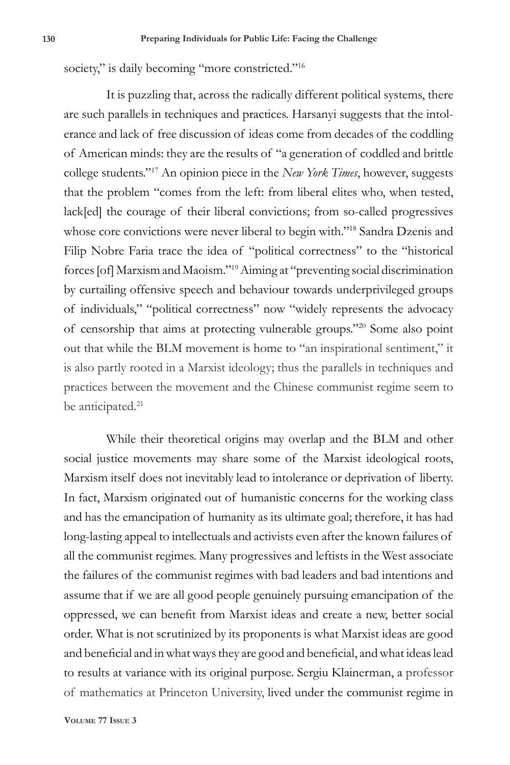society," is daily becoming "more constricted."[16]

It is puzzling that, across the radically different political systems, there are such parallels in techniques and practices. Harsanyi suggests that the intolerance and lack of free discussion of ideas come from decades of the coddling of American minds: they are the results of "a generation of coddled and brittle college students."[17] An opinion piece in the *New York Times*, however, suggests that the problem "comes from the left: from liberal elites who, when tested, lack[ed] the courage of their liberal convictions; from so-called progressives whose core convictions were never liberal to begin with."[18] Sandra Dzenis and Filip Nobre Faria trace the idea of "political correctness" to the "historical forces [of] Marxism and Maoism."[19] Aiming at "preventing social discrimination by curtailing offensive speech and behaviour towards underprivileged groups of individuals," "political correctness" now "widely represents the advocacy of censorship that aims at protecting vulnerable groups."[20] Some also point out that while the BLM movement is home to "an inspirational sentiment," it is also partly rooted in a Marxist ideology; thus the parallels in techniques and practices between the movement and the Chinese communist regime seem to be anticipated.[21]

While their theoretical origins may overlap and the BLM and other social justice movements may share some of the Marxist ideological roots, Marxism itself does not inevitably lead to intolerance or deprivation of liberty. In fact, Marxism originated out of humanistic concerns for the working class and has the emancipation of humanity as its ultimate goal; therefore, it has had long-lasting appeal to intellectuals and activists even after the known failures of all the communist regimes. Many progressives and leftists in the West associate the failures of the communist regimes with bad leaders and bad intentions and assume that if we are all good people genuinely pursuing emancipation of the oppressed, we can benefit from Marxist ideas and create a new, better social order. What is not scrutinized by its proponents is what Marxist ideas are good and beneficial and in what ways they are good and beneficial, and what ideas lead to results at variance with its original purpose. Sergiu Klainerman, a professor of mathematics at Princeton University, lived under the communist regime in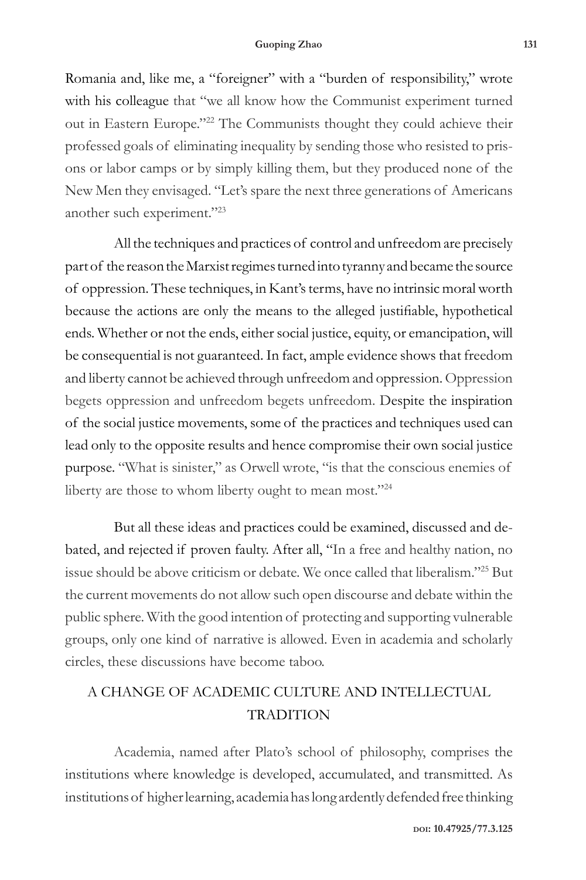Romania and, like me, a "foreigner" with a "burden of responsibility," wrote with his colleague that "we all know how the Communist experiment turned out in Eastern Europe."[22] The Communists thought they could achieve their professed goals of eliminating inequality by sending those who resisted to prisons or labor camps or by simply killing them, but they produced none of the New Men they envisaged. "Let's spare the next three generations of Americans another such experiment."[23]

All the techniques and practices of control and unfreedom are precisely part of the reason the Marxist regimes turned into tyranny and became the source of oppression. These techniques, in Kant's terms, have no intrinsic moral worth because the actions are only the means to the alleged justifiable, hypothetical ends. Whether or not the ends, either social justice, equity, or emancipation, will be consequential is not guaranteed. In fact, ample evidence shows that freedom and liberty cannot be achieved through unfreedom and oppression. Oppression begets oppression and unfreedom begets unfreedom. Despite the inspiration of the social justice movements, some of the practices and techniques used can lead only to the opposite results and hence compromise their own social justice purpose. "What is sinister," as Orwell wrote, "is that the conscious enemies of liberty are those to whom liberty ought to mean most."[24]

But all these ideas and practices could be examined, discussed and debated, and rejected if proven faulty. After all, "In a free and healthy nation, no issue should be above criticism or debate. We once called that liberalism."[25] But the current movements do not allow such open discourse and debate within the public sphere. With the good intention of protecting and supporting vulnerable groups, only one kind of narrative is allowed. Even in academia and scholarly circles, these discussions have become taboo.

## A CHANGE OF ACADEMIC CULTURE AND INTELLECTUAL TRADITION

Academia, named after Plato's school of philosophy, comprises the institutions where knowledge is developed, accumulated, and transmitted. As institutions of higher learning, academia has long ardently defended free thinking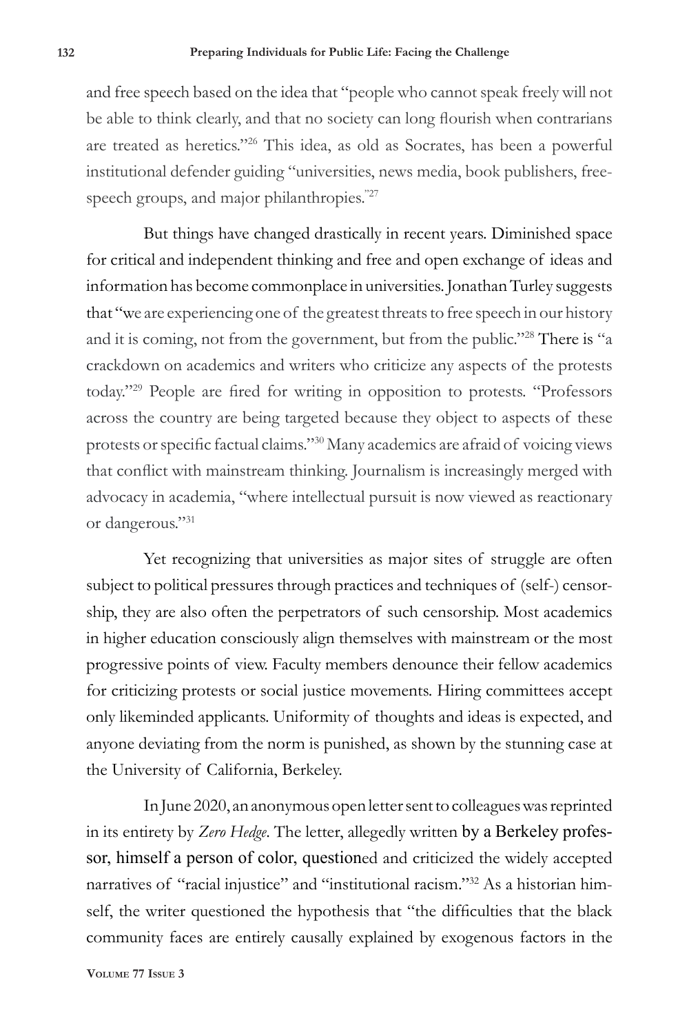and free speech based on the idea that "people who cannot speak freely will not be able to think clearly, and that no society can long flourish when contrarians are treated as heretics."[26] This idea, as old as Socrates, has been a powerful institutional defender guiding "universities, news media, book publishers, free-speech groups, and major philanthropies."[27]

But things have changed drastically in recent years. Diminished space for critical and independent thinking and free and open exchange of ideas and information has become commonplace in universities. Jonathan Turley suggests that "we are experiencing one of the greatest threats to free speech in our history and it is coming, not from the government, but from the public."[28] There is "a crackdown on academics and writers who criticize any aspects of the protests today."[29] People are fired for writing in opposition to protests. "Professors across the country are being targeted because they object to aspects of these protests or specific factual claims."[30] Many academics are afraid of voicing views that conflict with mainstream thinking. Journalism is increasingly merged with advocacy in academia, "where intellectual pursuit is now viewed as reactionary or dangerous."[31]

Yet recognizing that universities as major sites of struggle are often subject to political pressures through practices and techniques of (self-) censorship, they are also often the perpetrators of such censorship. Most academics in higher education consciously align themselves with mainstream or the most progressive points of view. Faculty members denounce their fellow academics for criticizing protests or social justice movements. Hiring committees accept only likeminded applicants. Uniformity of thoughts and ideas is expected, and anyone deviating from the norm is punished, as shown by the stunning case at the University of California, Berkeley.

In June 2020, an anonymous open letter sent to colleagues was reprinted in its entirety by *Zero Hedge*. The letter, allegedly written by a Berkeley professor, himself a person of color, questioned and criticized the widely accepted narratives of "racial injustice" and "institutional racism."[32] As a historian himself, the writer questioned the hypothesis that "the difficulties that the black community faces are entirely causally explained by exogenous factors in the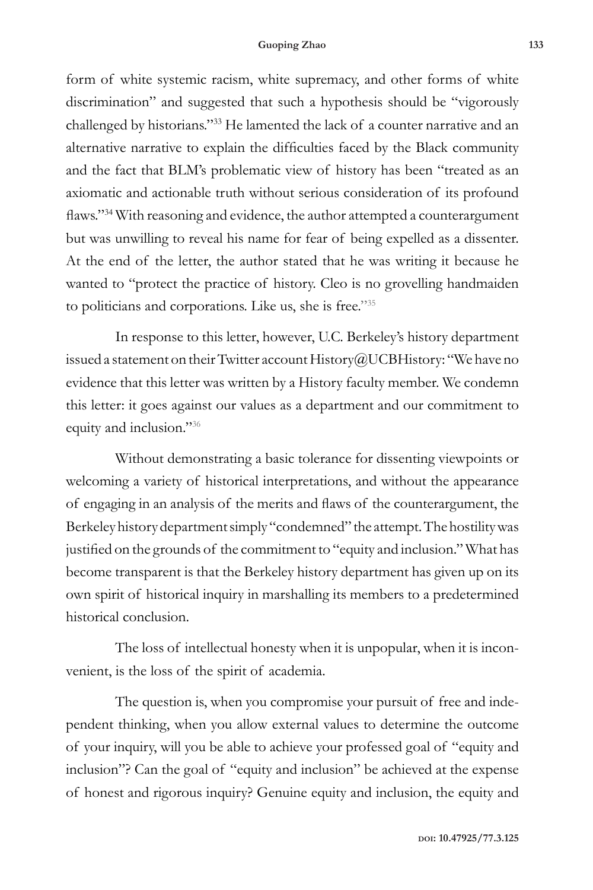form of white systemic racism, white supremacy, and other forms of white discrimination" and suggested that such a hypothesis should be "vigorously challenged by historians."[33] He lamented the lack of a counter narrative and an alternative narrative to explain the difficulties faced by the Black community and the fact that BLM's problematic view of history has been "treated as an axiomatic and actionable truth without serious consideration of its profound flaws."[34] With reasoning and evidence, the author attempted a counterargument but was unwilling to reveal his name for fear of being expelled as a dissenter. At the end of the letter, the author stated that he was writing it because he wanted to "protect the practice of history. Cleo is no grovelling handmaiden to politicians and corporations. Like us, she is free."[35]

In response to this letter, however, U.C. Berkeley's history department issued a statement on their Twitter account History@UCBHistory: "We have no evidence that this letter was written by a History faculty member. We condemn this letter: it goes against our values as a department and our commitment to equity and inclusion."[36]

Without demonstrating a basic tolerance for dissenting viewpoints or welcoming a variety of historical interpretations, and without the appearance of engaging in an analysis of the merits and flaws of the counterargument, the Berkeley history department simply "condemned" the attempt. The hostility was justified on the grounds of the commitment to "equity and inclusion." What has become transparent is that the Berkeley history department has given up on its own spirit of historical inquiry in marshalling its members to a predetermined historical conclusion.

The loss of intellectual honesty when it is unpopular, when it is inconvenient, is the loss of the spirit of academia.

The question is, when you compromise your pursuit of free and independent thinking, when you allow external values to determine the outcome of your inquiry, will you be able to achieve your professed goal of "equity and inclusion"? Can the goal of "equity and inclusion" be achieved at the expense of honest and rigorous inquiry? Genuine equity and inclusion, the equity and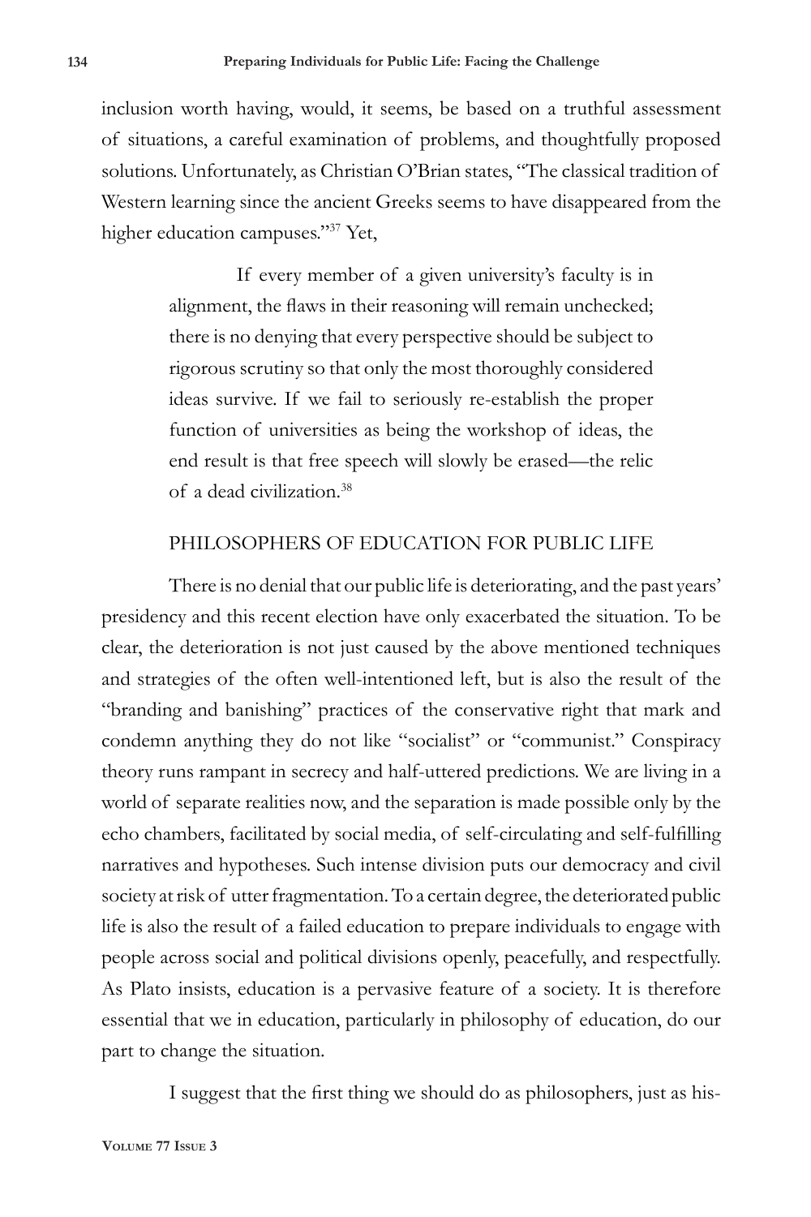inclusion worth having, would, it seems, be based on a truthful assessment of situations, a careful examination of problems, and thoughtfully proposed solutions. Unfortunately, as Christian O'Brian states, "The classical tradition of Western learning since the ancient Greeks seems to have disappeared from the higher education campuses."[37] Yet,

> If every member of a given university's faculty is in alignment, the flaws in their reasoning will remain unchecked; there is no denying that every perspective should be subject to rigorous scrutiny so that only the most thoroughly considered ideas survive. If we fail to seriously re-establish the proper function of universities as being the workshop of ideas, the end result is that free speech will slowly be erased—the relic of a dead civilization.[38]

## PHILOSOPHERS OF EDUCATION FOR PUBLIC LIFE

There is no denial that our public life is deteriorating, and the past years' presidency and this recent election have only exacerbated the situation. To be clear, the deterioration is not just caused by the above mentioned techniques and strategies of the often well-intentioned left, but is also the result of the "branding and banishing" practices of the conservative right that mark and condemn anything they do not like "socialist" or "communist." Conspiracy theory runs rampant in secrecy and half-uttered predictions. We are living in a world of separate realities now, and the separation is made possible only by the echo chambers, facilitated by social media, of self-circulating and self-fulfilling narratives and hypotheses. Such intense division puts our democracy and civil society at risk of utter fragmentation. To a certain degree, the deteriorated public life is also the result of a failed education to prepare individuals to engage with people across social and political divisions openly, peacefully, and respectfully. As Plato insists, education is a pervasive feature of a society. It is therefore essential that we in education, particularly in philosophy of education, do our part to change the situation.

I suggest that the first thing we should do as philosophers, just as his-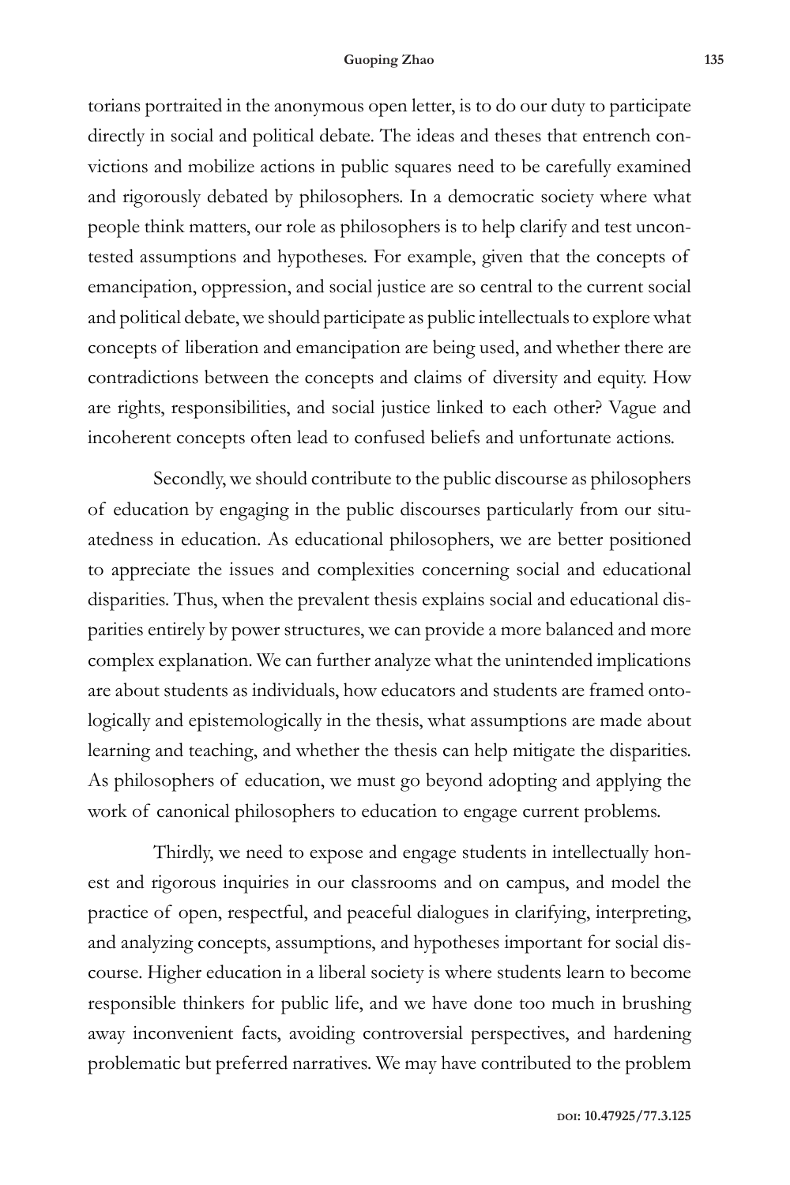torians portraited in the anonymous open letter, is to do our duty to participate directly in social and political debate. The ideas and theses that entrench convictions and mobilize actions in public squares need to be carefully examined and rigorously debated by philosophers. In a democratic society where what people think matters, our role as philosophers is to help clarify and test uncontested assumptions and hypotheses. For example, given that the concepts of emancipation, oppression, and social justice are so central to the current social and political debate, we should participate as public intellectuals to explore what concepts of liberation and emancipation are being used, and whether there are contradictions between the concepts and claims of diversity and equity. How are rights, responsibilities, and social justice linked to each other? Vague and incoherent concepts often lead to confused beliefs and unfortunate actions.

Secondly, we should contribute to the public discourse as philosophers of education by engaging in the public discourses particularly from our situatedness in education. As educational philosophers, we are better positioned to appreciate the issues and complexities concerning social and educational disparities. Thus, when the prevalent thesis explains social and educational disparities entirely by power structures, we can provide a more balanced and more complex explanation. We can further analyze what the unintended implications are about students as individuals, how educators and students are framed ontologically and epistemologically in the thesis, what assumptions are made about learning and teaching, and whether the thesis can help mitigate the disparities. As philosophers of education, we must go beyond adopting and applying the work of canonical philosophers to education to engage current problems.

Thirdly, we need to expose and engage students in intellectually honest and rigorous inquiries in our classrooms and on campus, and model the practice of open, respectful, and peaceful dialogues in clarifying, interpreting, and analyzing concepts, assumptions, and hypotheses important for social discourse. Higher education in a liberal society is where students learn to become responsible thinkers for public life, and we have done too much in brushing away inconvenient facts, avoiding controversial perspectives, and hardening problematic but preferred narratives. We may have contributed to the problem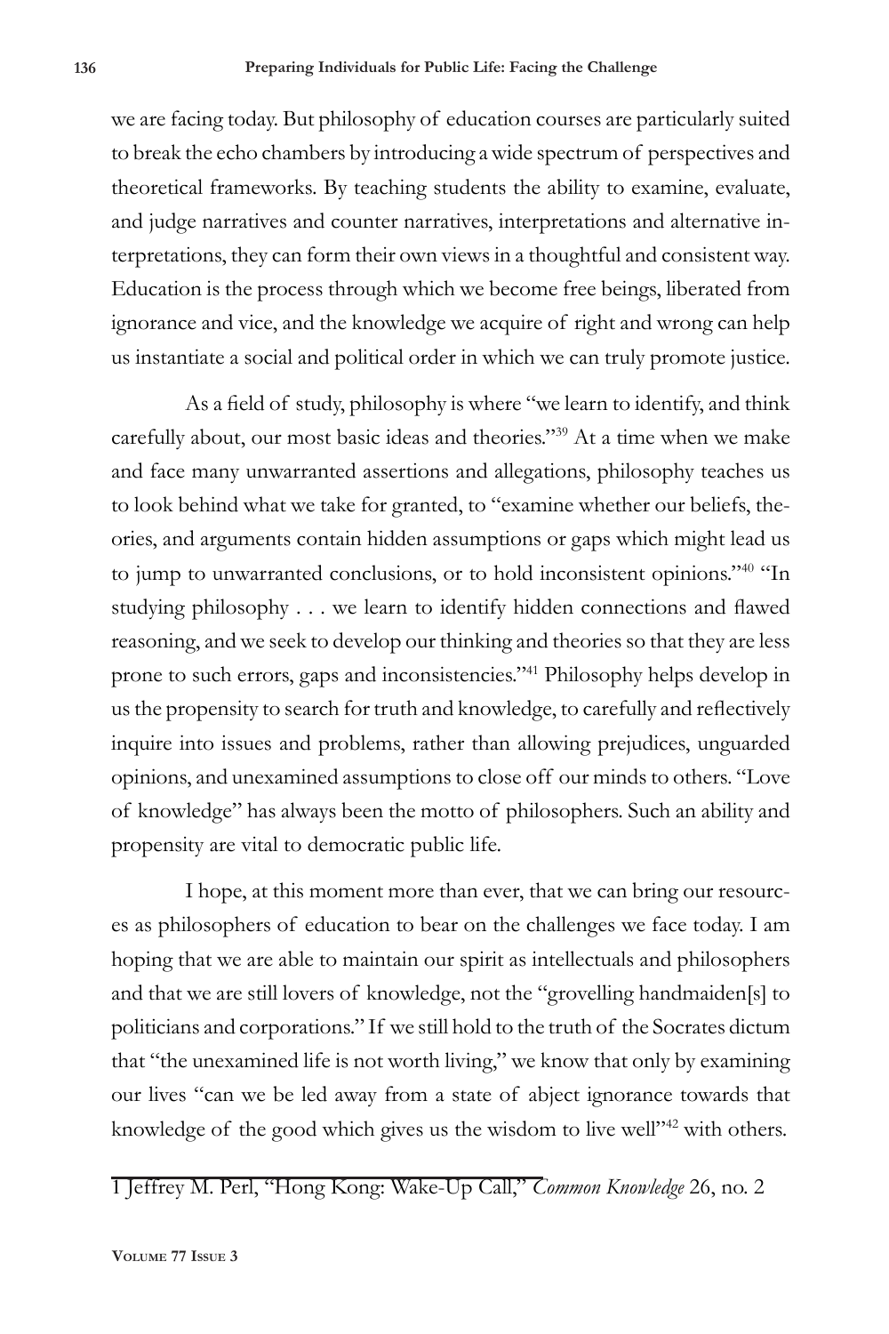we are facing today. But philosophy of education courses are particularly suited to break the echo chambers by introducing a wide spectrum of perspectives and theoretical frameworks. By teaching students the ability to examine, evaluate, and judge narratives and counter narratives, interpretations and alternative interpretations, they can form their own views in a thoughtful and consistent way. Education is the process through which we become free beings, liberated from ignorance and vice, and the knowledge we acquire of right and wrong can help us instantiate a social and political order in which we can truly promote justice.

As a field of study, philosophy is where "we learn to identify, and think carefully about, our most basic ideas and theories."[39] At a time when we make and face many unwarranted assertions and allegations, philosophy teaches us to look behind what we take for granted, to "examine whether our beliefs, theories, and arguments contain hidden assumptions or gaps which might lead us to jump to unwarranted conclusions, or to hold inconsistent opinions."[40] "In studying philosophy . . . we learn to identify hidden connections and flawed reasoning, and we seek to develop our thinking and theories so that they are less prone to such errors, gaps and inconsistencies."[41] Philosophy helps develop in us the propensity to search for truth and knowledge, to carefully and reflectively inquire into issues and problems, rather than allowing prejudices, unguarded opinions, and unexamined assumptions to close off our minds to others. "Love of knowledge" has always been the motto of philosophers. Such an ability and propensity are vital to democratic public life.

I hope, at this moment more than ever, that we can bring our resources as philosophers of education to bear on the challenges we face today. I am hoping that we are able to maintain our spirit as intellectuals and philosophers and that we are still lovers of knowledge, not the "grovelling handmaiden[s] to politicians and corporations." If we still hold to the truth of the Socrates dictum that "the unexamined life is not worth living," we know that only by examining our lives "can we be led away from a state of abject ignorance towards that knowledge of the good which gives us the wisdom to live well"[42] with others.

---

1 Jeffrey M. Perl, "Hong Kong: Wake-Up Call," *Common Knowledge* 26, no. 2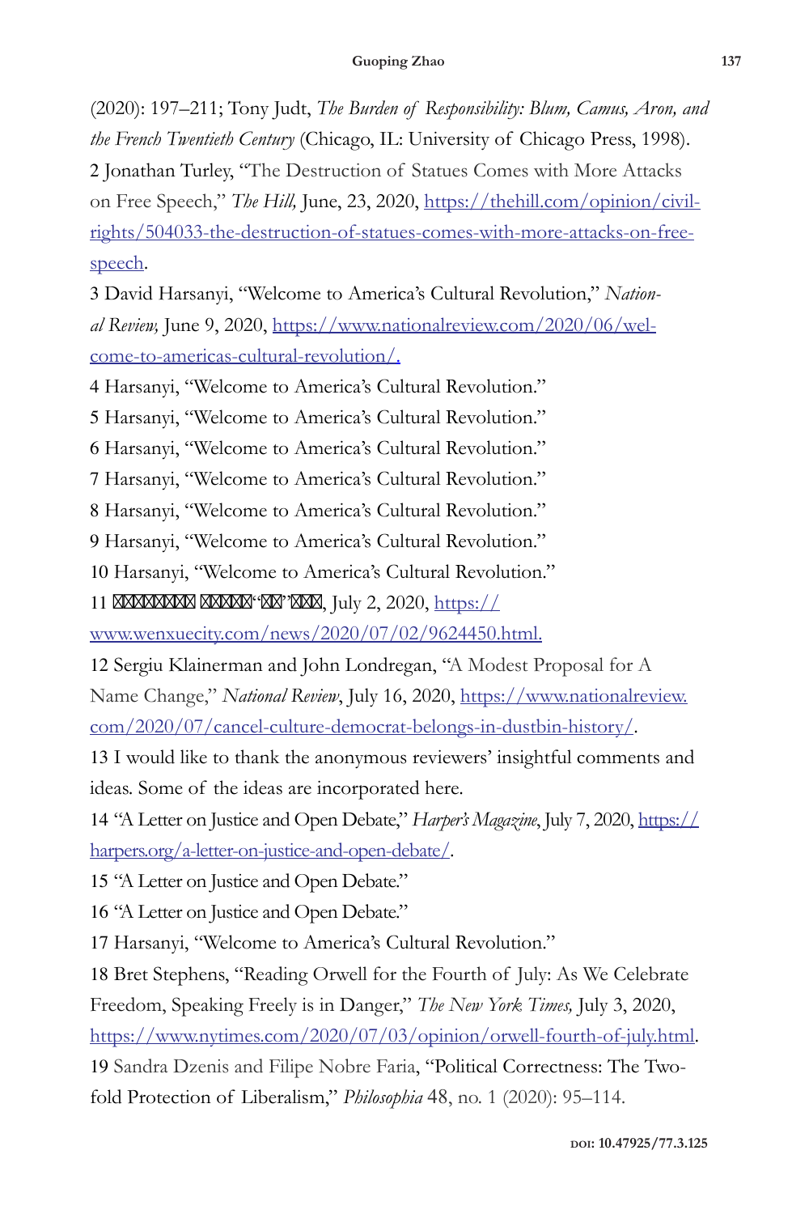(2020): 197–211; Tony Judt, *The Burden of Responsibility: Blum, Camus, Aron, and the French Twentieth Century* (Chicago, IL: University of Chicago Press, 1998).

2 Jonathan Turley, "The Destruction of Statues Comes with More Attacks on Free Speech," *The Hill,* June, 23, 2020, https://thehill.com/opinion/civil-rights/504033-the-destruction-of-statues-comes-with-more-attacks-on-free-speech.

3 David Harsanyi, "Welcome to America's Cultural Revolution," *National Review,* June 9, 2020, https://www.nationalreview.com/2020/06/welcome-to-americas-cultural-revolution/.

4 Harsanyi, "Welcome to America's Cultural Revolution."

5 Harsanyi, "Welcome to America's Cultural Revolution."

6 Harsanyi, "Welcome to America's Cultural Revolution."

7 Harsanyi, "Welcome to America's Cultural Revolution."

8 Harsanyi, "Welcome to America's Cultural Revolution."

9 Harsanyi, "Welcome to America's Cultural Revolution."

10 Harsanyi, "Welcome to America's Cultural Revolution."

11 □□□□□□□□ □□□□□"□□"□□□, July 2, 2020, https://www.wenxuecity.com/news/2020/07/02/9624450.html.

12 Sergiu Klainerman and John Londregan, "A Modest Proposal for A Name Change," *National Review*, July 16, 2020, https://www.nationalreview.com/2020/07/cancel-culture-democrat-belongs-in-dustbin-history/.

13 I would like to thank the anonymous reviewers' insightful comments and ideas. Some of the ideas are incorporated here.

14 "A Letter on Justice and Open Debate," *Harper's Magazine*, July 7, 2020, https://harpers.org/a-letter-on-justice-and-open-debate/.

15 "A Letter on Justice and Open Debate."

16 "A Letter on Justice and Open Debate."

17 Harsanyi, "Welcome to America's Cultural Revolution."

18 Bret Stephens, "Reading Orwell for the Fourth of July: As We Celebrate Freedom, Speaking Freely is in Danger," *The New York Times,* July 3, 2020, https://www.nytimes.com/2020/07/03/opinion/orwell-fourth-of-july.html.

19 Sandra Dzenis and Filipe Nobre Faria, "Political Correctness: The Two-fold Protection of Liberalism," *Philosophia* 48, no. 1 (2020): 95–114.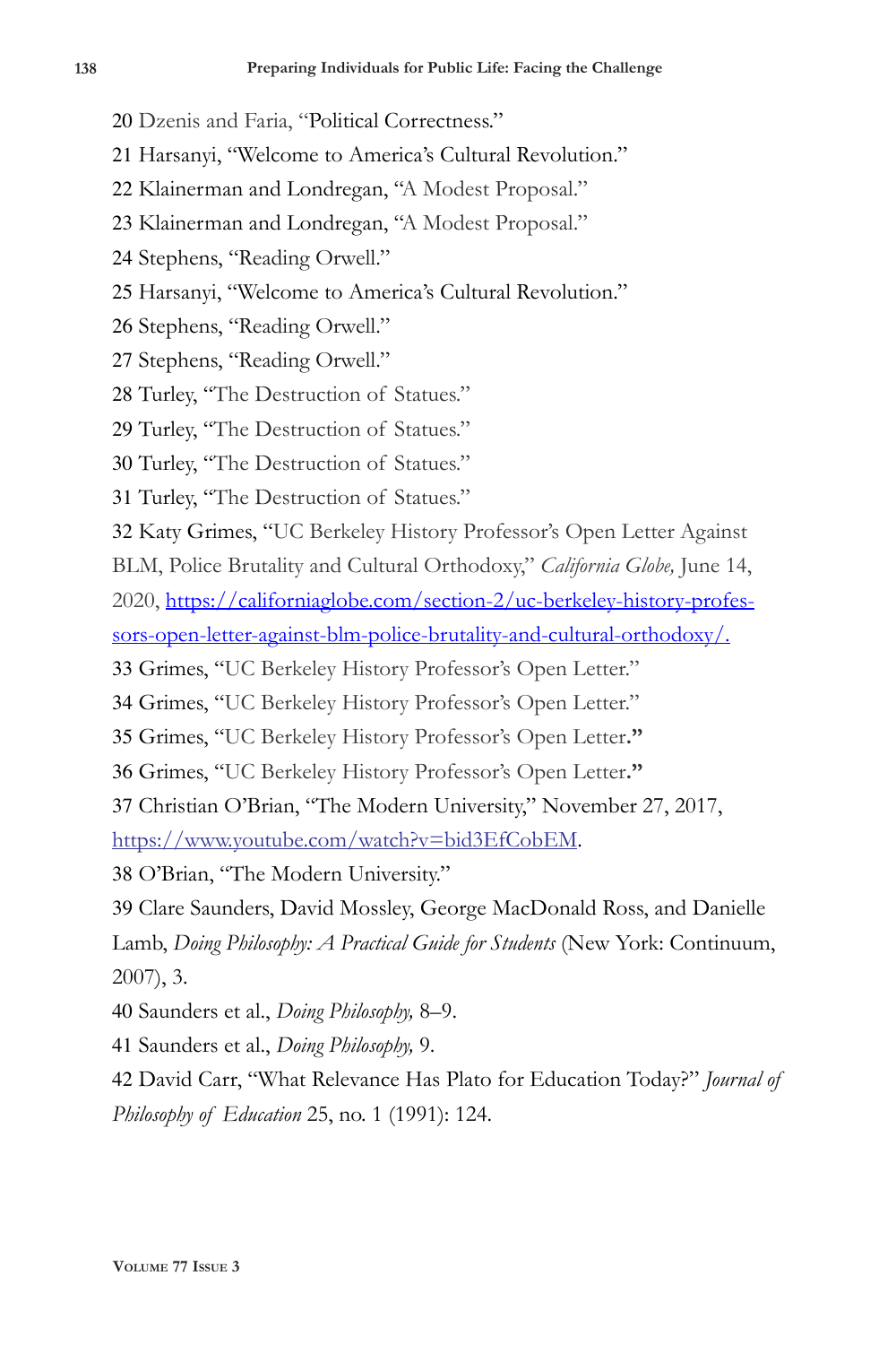20 Dzenis and Faria, "Political Correctness."

21 Harsanyi, "Welcome to America's Cultural Revolution."

22 Klainerman and Londregan, "A Modest Proposal."

23 Klainerman and Londregan, "A Modest Proposal."

24 Stephens, "Reading Orwell."

25 Harsanyi, "Welcome to America's Cultural Revolution."

26 Stephens, "Reading Orwell."

27 Stephens, "Reading Orwell."

28 Turley, "The Destruction of Statues."

29 Turley, "The Destruction of Statues."

30 Turley, "The Destruction of Statues."

31 Turley, "The Destruction of Statues."

32 Katy Grimes, "UC Berkeley History Professor's Open Letter Against BLM, Police Brutality and Cultural Orthodoxy," *California Globe,* June 14, 2020, https://californiaglobe.com/section-2/uc-berkeley-history-professors-open-letter-against-blm-police-brutality-and-cultural-orthodoxy/.

33 Grimes, "UC Berkeley History Professor's Open Letter."

34 Grimes, "UC Berkeley History Professor's Open Letter."

35 Grimes, "UC Berkeley History Professor's Open Letter."

36 Grimes, "UC Berkeley History Professor's Open Letter."

37 Christian O'Brian, "The Modern University," November 27, 2017, https://www.youtube.com/watch?v=bid3EfCobEM.

38 O'Brian, "The Modern University."

39 Clare Saunders, David Mossley, George MacDonald Ross, and Danielle Lamb, *Doing Philosophy: A Practical Guide for Students* (New York: Continuum, 2007), 3.

40 Saunders et al., *Doing Philosophy,* 8–9.

41 Saunders et al., *Doing Philosophy,* 9.

42 David Carr, "What Relevance Has Plato for Education Today?" *Journal of Philosophy of Education* 25, no. 1 (1991): 124.